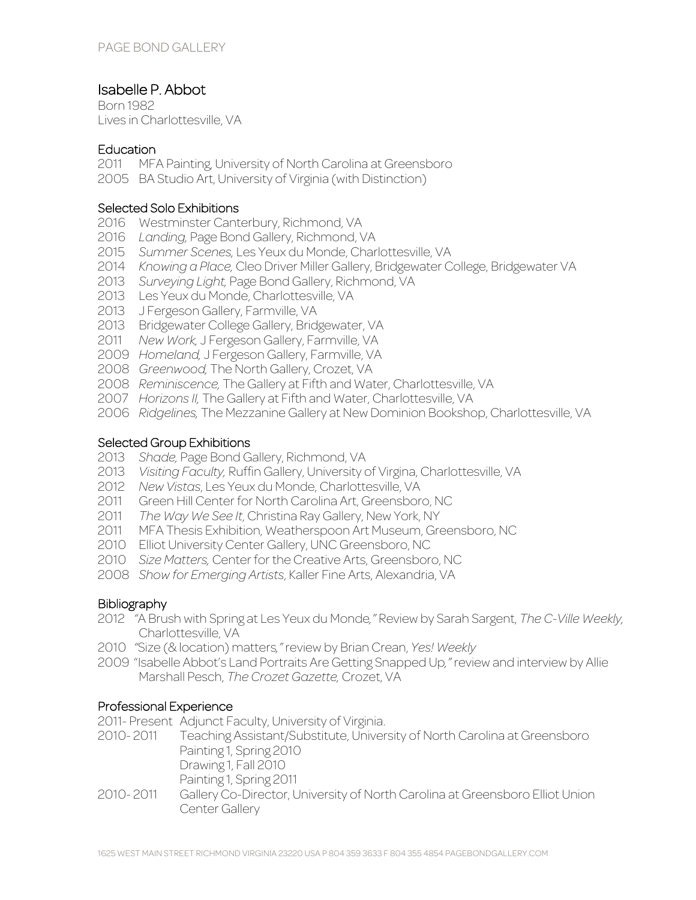# Isabelle P. Abbot

Born 1982
Lives in Charlottesville, VA

## Education

2011 MFA Painting, University of North Carolina at Greensboro
2005 BA Studio Art, University of Virginia (with Distinction)

## Selected Solo Exhibitions

2016 Westminster Canterbury, Richmond, VA
2016 *Landing,* Page Bond Gallery, Richmond, VA
2015 *Summer Scenes,* Les Yeux du Monde, Charlottesville, VA
2014 *Knowing a Place,* Cleo Driver Miller Gallery, Bridgewater College, Bridgewater VA
2013 *Surveying Light,* Page Bond Gallery, Richmond, VA
2013 Les Yeux du Monde, Charlottesville, VA
2013 J Fergeson Gallery, Farmville, VA
2013 Bridgewater College Gallery, Bridgewater, VA
2011 *New Work,* J Fergeson Gallery, Farmville, VA
2009 *Homeland,* J Fergeson Gallery, Farmville, VA
2008 *Greenwood,* The North Gallery, Crozet, VA
2008 *Reminiscence,* The Gallery at Fifth and Water, Charlottesville, VA
2007 *Horizons II,* The Gallery at Fifth and Water, Charlottesville, VA
2006 *Ridgelines,* The Mezzanine Gallery at New Dominion Bookshop, Charlottesville, VA

## Selected Group Exhibitions

2013 *Shade,* Page Bond Gallery, Richmond, VA
2013 *Visiting Faculty,* Ruffin Gallery, University of Virgina, Charlottesville, VA
2012 *New Vistas*, Les Yeux du Monde, Charlottesville, VA
2011 Green Hill Center for North Carolina Art, Greensboro, NC
2011 *The Way We See It,* Christina Ray Gallery, New York, NY
2011 MFA Thesis Exhibition, Weatherspoon Art Museum, Greensboro, NC
2010 Elliot University Center Gallery, UNC Greensboro, NC
2010 *Size Matters,* Center for the Creative Arts, Greensboro, NC
2008 *Show for Emerging Artists*, Kaller Fine Arts, Alexandria, VA

## Bibliography

2012 "A Brush with Spring at Les Yeux du Monde," Review by Sarah Sargent, *The C-Ville Weekly,* Charlottesville, VA
2010 "Size (& location) matters," review by Brian Crean, *Yes! Weekly*
2009 "Isabelle Abbot's Land Portraits Are Getting Snapped Up," review and interview by Allie Marshall Pesch, *The Crozet Gazette,* Crozet, VA

## Professional Experience

2011- Present Adjunct Faculty, University of Virginia.
2010- 2011 Teaching Assistant/Substitute, University of North Carolina at Greensboro
Painting 1, Spring 2010
Drawing 1, Fall 2010
Painting 1, Spring 2011
2010- 2011 Gallery Co-Director, University of North Carolina at Greensboro Elliot Union Center Gallery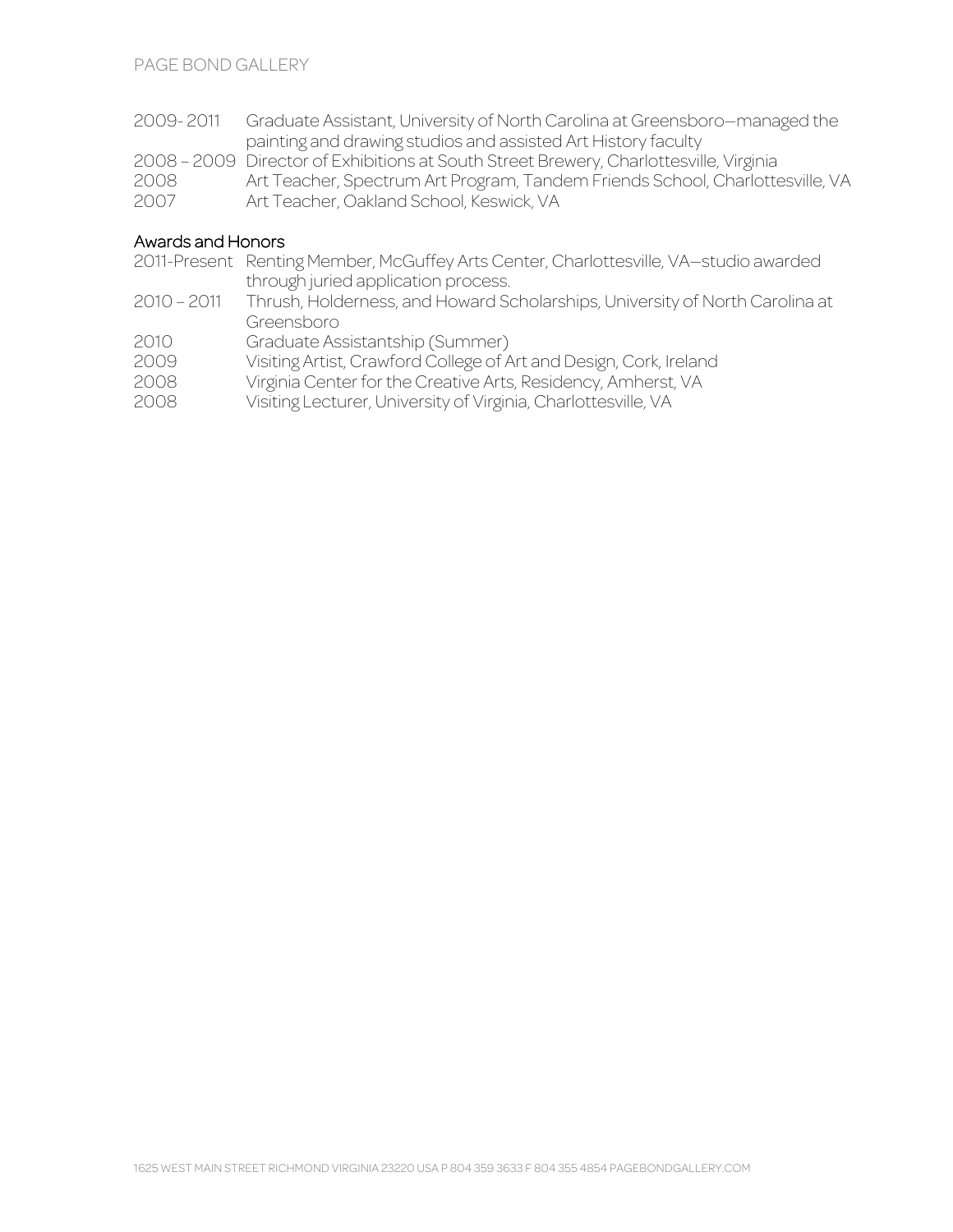2009- 2011 Graduate Assistant, University of North Carolina at Greensboro—managed the painting and drawing studios and assisted Art History faculty

2008 – 2009 Director of Exhibitions at South Street Brewery, Charlottesville, Virginia

2008 Art Teacher, Spectrum Art Program, Tandem Friends School, Charlottesville, VA

2007 Art Teacher, Oakland School, Keswick, VA

## Awards and Honors

2011-Present Renting Member, McGuffey Arts Center, Charlottesville, VA—studio awarded through juried application process.

2010 – 2011 Thrush, Holderness, and Howard Scholarships, University of North Carolina at Greensboro

2010 Graduate Assistantship (Summer)

2009 Visiting Artist, Crawford College of Art and Design, Cork, Ireland

2008 Virginia Center for the Creative Arts, Residency, Amherst, VA

2008 Visiting Lecturer, University of Virginia, Charlottesville, VA